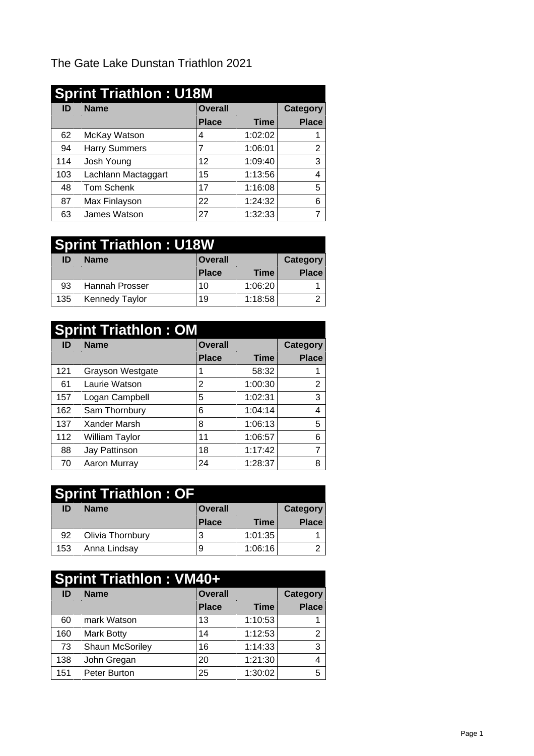The Gate Lake Dunstan Triathlon 2021

## Sprint Triathlon : U18M

| ID | Name | Overall | | Category |
|---|---|---|---|---|
| | | Place | Time | Place |
| 62 | McKay Watson | 4 | 1:02:02 | 1 |
| 94 | Harry Summers | 7 | 1:06:01 | 2 |
| 114 | Josh Young | 12 | 1:09:40 | 3 |
| 103 | Lachlann Mactaggart | 15 | 1:13:56 | 4 |
| 48 | Tom Schenk | 17 | 1:16:08 | 5 |
| 87 | Max Finlayson | 22 | 1:24:32 | 6 |
| 63 | James Watson | 27 | 1:32:33 | 7 |

## Sprint Triathlon : U18W

| ID | Name | Overall | | Category |
|---|---|---|---|---|
| | | Place | Time | Place |
| 93 | Hannah Prosser | 10 | 1:06:20 | 1 |
| 135 | Kennedy Taylor | 19 | 1:18:58 | 2 |

## Sprint Triathlon : OM

| ID | Name | Overall | | Category |
|---|---|---|---|---|
| | | Place | Time | Place |
| 121 | Grayson Westgate | 1 | 58:32 | 1 |
| 61 | Laurie Watson | 2 | 1:00:30 | 2 |
| 157 | Logan Campbell | 5 | 1:02:31 | 3 |
| 162 | Sam Thornbury | 6 | 1:04:14 | 4 |
| 137 | Xander Marsh | 8 | 1:06:13 | 5 |
| 112 | William Taylor | 11 | 1:06:57 | 6 |
| 88 | Jay Pattinson | 18 | 1:17:42 | 7 |
| 70 | Aaron Murray | 24 | 1:28:37 | 8 |

## Sprint Triathlon : OF

| ID | Name | Overall | | Category |
|---|---|---|---|---|
| | | Place | Time | Place |
| 92 | Olivia Thornbury | 3 | 1:01:35 | 1 |
| 153 | Anna Lindsay | 9 | 1:06:16 | 2 |

## Sprint Triathlon : VM40+

| ID | Name | Overall | | Category |
|---|---|---|---|---|
| | | Place | Time | Place |
| 60 | mark Watson | 13 | 1:10:53 | 1 |
| 160 | Mark Botty | 14 | 1:12:53 | 2 |
| 73 | Shaun McSoriley | 16 | 1:14:33 | 3 |
| 138 | John Gregan | 20 | 1:21:30 | 4 |
| 151 | Peter Burton | 25 | 1:30:02 | 5 |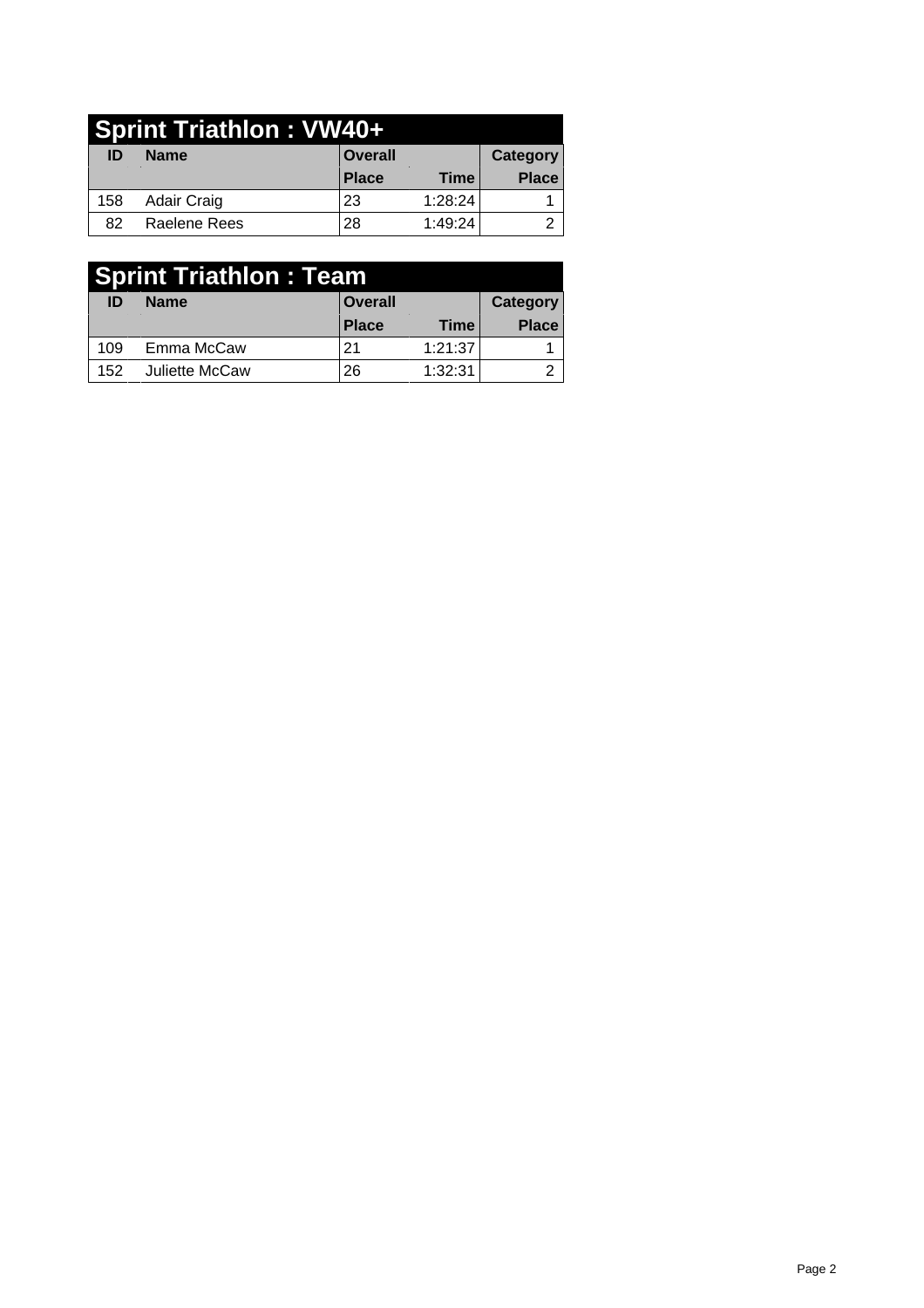## Sprint Triathlon : VW40+

| ID | Name | Overall | | Category |
| --- | --- | --- | --- | --- |
| | | Place | Time | Place |
| 158 | Adair Craig | 23 | 1:28:24 | 1 |
| 82 | Raelene Rees | 28 | 1:49:24 | 2 |

## Sprint Triathlon : Team

| ID | Name | Overall | | Category |
| --- | --- | --- | --- | --- |
| | | Place | Time | Place |
| 109 | Emma McCaw | 21 | 1:21:37 | 1 |
| 152 | Juliette McCaw | 26 | 1:32:31 | 2 |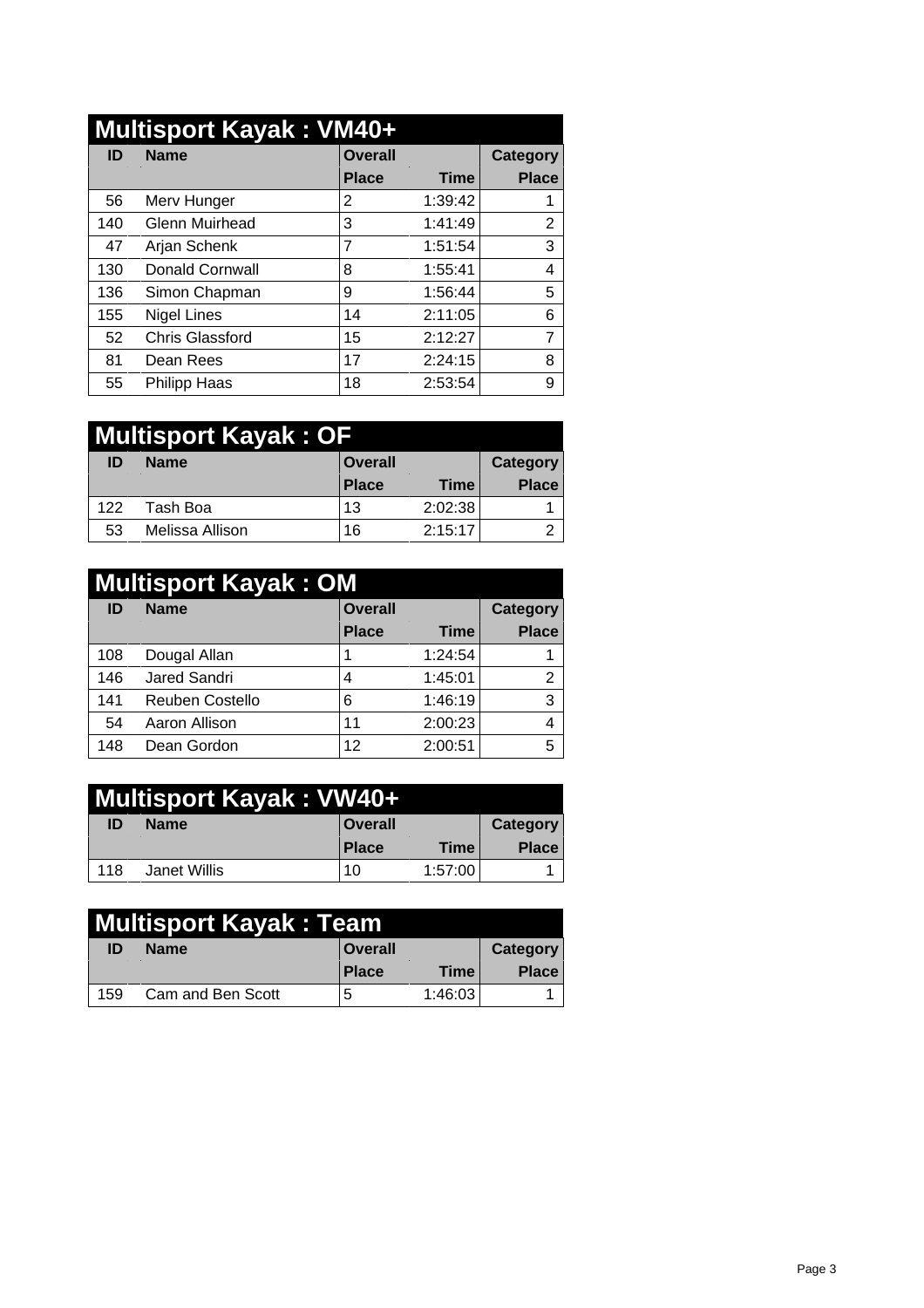## Multisport Kayak : VM40+

| ID | Name | Overall Place | Time | Category Place |
|---|---|---|---|---|
| 56 | Merv Hunger | 2 | 1:39:42 | 1 |
| 140 | Glenn Muirhead | 3 | 1:41:49 | 2 |
| 47 | Arjan Schenk | 7 | 1:51:54 | 3 |
| 130 | Donald Cornwall | 8 | 1:55:41 | 4 |
| 136 | Simon Chapman | 9 | 1:56:44 | 5 |
| 155 | Nigel Lines | 14 | 2:11:05 | 6 |
| 52 | Chris Glassford | 15 | 2:12:27 | 7 |
| 81 | Dean Rees | 17 | 2:24:15 | 8 |
| 55 | Philipp Haas | 18 | 2:53:54 | 9 |

## Multisport Kayak : OF

| ID | Name | Overall Place | Time | Category Place |
|---|---|---|---|---|
| 122 | Tash Boa | 13 | 2:02:38 | 1 |
| 53 | Melissa Allison | 16 | 2:15:17 | 2 |

## Multisport Kayak : OM

| ID | Name | Overall Place | Time | Category Place |
|---|---|---|---|---|
| 108 | Dougal Allan | 1 | 1:24:54 | 1 |
| 146 | Jared Sandri | 4 | 1:45:01 | 2 |
| 141 | Reuben Costello | 6 | 1:46:19 | 3 |
| 54 | Aaron Allison | 11 | 2:00:23 | 4 |
| 148 | Dean Gordon | 12 | 2:00:51 | 5 |

## Multisport Kayak : VW40+

| ID | Name | Overall Place | Time | Category Place |
|---|---|---|---|---|
| 118 | Janet Willis | 10 | 1:57:00 | 1 |

## Multisport Kayak : Team

| ID | Name | Overall Place | Time | Category Place |
|---|---|---|---|---|
| 159 | Cam and Ben Scott | 5 | 1:46:03 | 1 |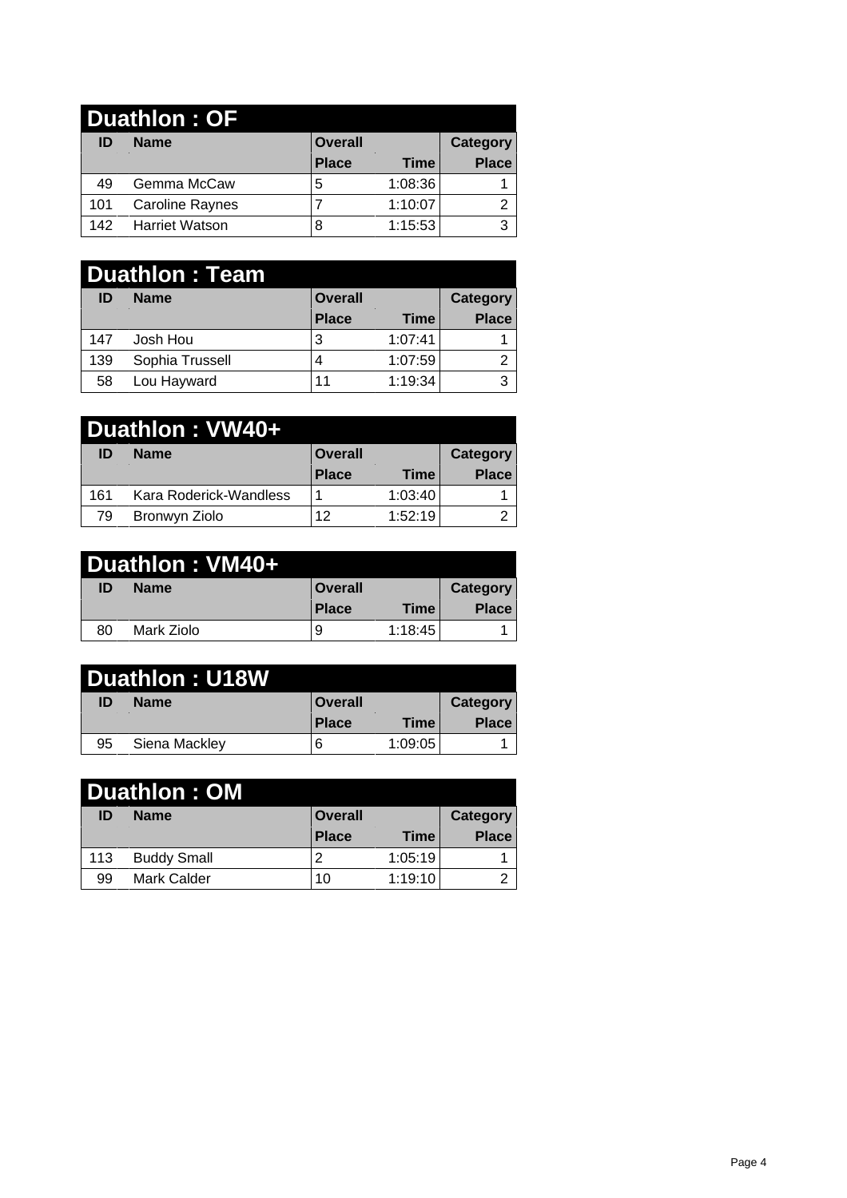## Duathlon : OF

| ID | Name | Overall | | Category |
|---|---|---|---|---|
| | | Place | Time | Place |
| 49 | Gemma McCaw | 5 | 1:08:36 | 1 |
| 101 | Caroline Raynes | 7 | 1:10:07 | 2 |
| 142 | Harriet Watson | 8 | 1:15:53 | 3 |

## Duathlon : Team

| ID | Name | Overall | | Category |
|---|---|---|---|---|
| | | Place | Time | Place |
| 147 | Josh Hou | 3 | 1:07:41 | 1 |
| 139 | Sophia Trussell | 4 | 1:07:59 | 2 |
| 58 | Lou Hayward | 11 | 1:19:34 | 3 |

## Duathlon : VW40+

| ID | Name | Overall | | Category |
|---|---|---|---|---|
| | | Place | Time | Place |
| 161 | Kara Roderick-Wandless | 1 | 1:03:40 | 1 |
| 79 | Bronwyn Ziolo | 12 | 1:52:19 | 2 |

## Duathlon : VM40+

| ID | Name | Overall | | Category |
|---|---|---|---|---|
| | | Place | Time | Place |
| 80 | Mark Ziolo | 9 | 1:18:45 | 1 |

## Duathlon : U18W

| ID | Name | Overall | | Category |
|---|---|---|---|---|
| | | Place | Time | Place |
| 95 | Siena Mackley | 6 | 1:09:05 | 1 |

## Duathlon : OM

| ID | Name | Overall | | Category |
|---|---|---|---|---|
| | | Place | Time | Place |
| 113 | Buddy Small | 2 | 1:05:19 | 1 |
| 99 | Mark Calder | 10 | 1:19:10 | 2 |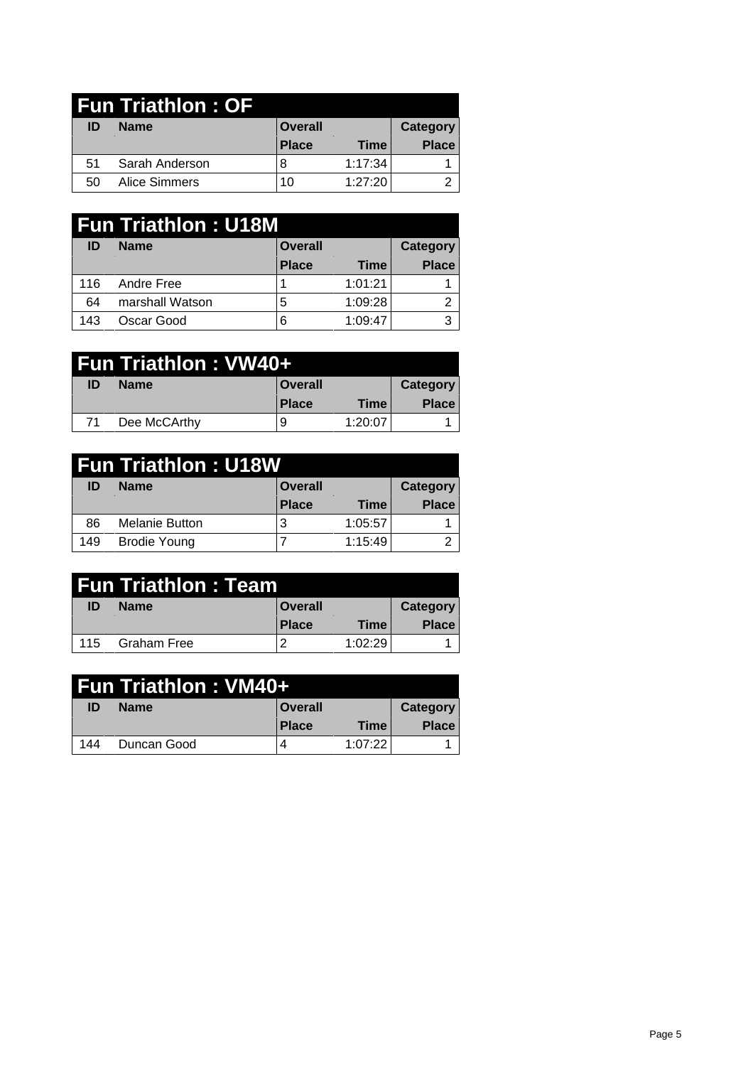## Fun Triathlon : OF

| ID | Name | Overall | | Category |
|---|---|---|---|---|
| | | Place | Time | Place |
| 51 | Sarah Anderson | 8 | 1:17:34 | 1 |
| 50 | Alice Simmers | 10 | 1:27:20 | 2 |

## Fun Triathlon : U18M

| ID | Name | Overall | | Category |
|---|---|---|---|---|
| | | Place | Time | Place |
| 116 | Andre Free | 1 | 1:01:21 | 1 |
| 64 | marshall Watson | 5 | 1:09:28 | 2 |
| 143 | Oscar Good | 6 | 1:09:47 | 3 |

## Fun Triathlon : VW40+

| ID | Name | Overall | | Category |
|---|---|---|---|---|
| | | Place | Time | Place |
| 71 | Dee McCArthy | 9 | 1:20:07 | 1 |

## Fun Triathlon : U18W

| ID | Name | Overall | | Category |
|---|---|---|---|---|
| | | Place | Time | Place |
| 86 | Melanie Button | 3 | 1:05:57 | 1 |
| 149 | Brodie Young | 7 | 1:15:49 | 2 |

## Fun Triathlon : Team

| ID | Name | Overall | | Category |
|---|---|---|---|---|
| | | Place | Time | Place |
| 115 | Graham Free | 2 | 1:02:29 | 1 |

## Fun Triathlon : VM40+

| ID | Name | Overall | | Category |
|---|---|---|---|---|
| | | Place | Time | Place |
| 144 | Duncan Good | 4 | 1:07:22 | 1 |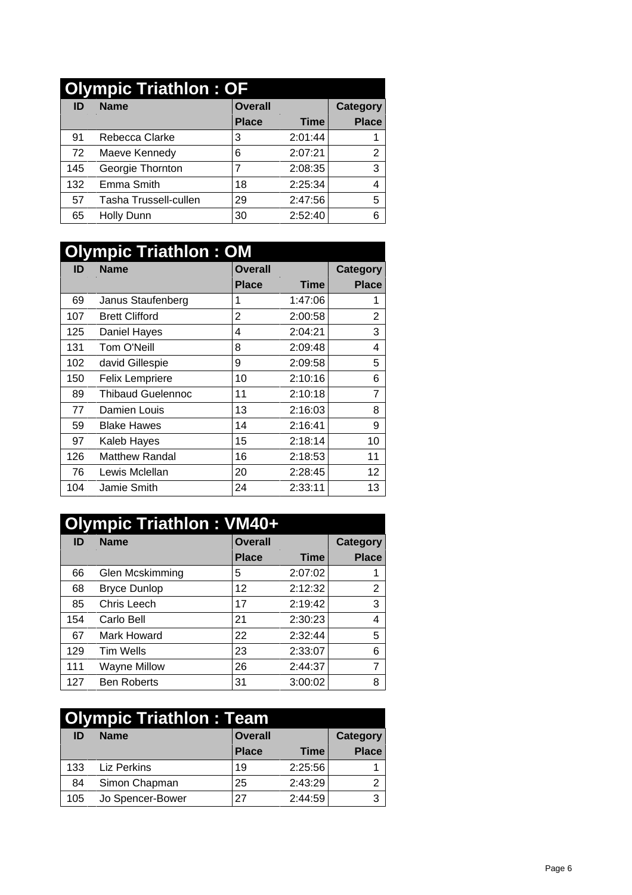## Olympic Triathlon : OF

| ID | Name | Overall | | Category |
|---|---|---|---|---|
| | | Place | Time | Place |
| 91 | Rebecca Clarke | 3 | 2:01:44 | 1 |
| 72 | Maeve Kennedy | 6 | 2:07:21 | 2 |
| 145 | Georgie Thornton | 7 | 2:08:35 | 3 |
| 132 | Emma Smith | 18 | 2:25:34 | 4 |
| 57 | Tasha Trussell-cullen | 29 | 2:47:56 | 5 |
| 65 | Holly Dunn | 30 | 2:52:40 | 6 |

## Olympic Triathlon : OM

| ID | Name | Overall | | Category |
|---|---|---|---|---|
| | | Place | Time | Place |
| 69 | Janus Staufenberg | 1 | 1:47:06 | 1 |
| 107 | Brett Clifford | 2 | 2:00:58 | 2 |
| 125 | Daniel Hayes | 4 | 2:04:21 | 3 |
| 131 | Tom O'Neill | 8 | 2:09:48 | 4 |
| 102 | david Gillespie | 9 | 2:09:58 | 5 |
| 150 | Felix Lempriere | 10 | 2:10:16 | 6 |
| 89 | Thibaud Guelennoc | 11 | 2:10:18 | 7 |
| 77 | Damien Louis | 13 | 2:16:03 | 8 |
| 59 | Blake Hawes | 14 | 2:16:41 | 9 |
| 97 | Kaleb Hayes | 15 | 2:18:14 | 10 |
| 126 | Matthew Randal | 16 | 2:18:53 | 11 |
| 76 | Lewis Mclellan | 20 | 2:28:45 | 12 |
| 104 | Jamie Smith | 24 | 2:33:11 | 13 |

## Olympic Triathlon : VM40+

| ID | Name | Overall | | Category |
|---|---|---|---|---|
| | | Place | Time | Place |
| 66 | Glen Mcskimming | 5 | 2:07:02 | 1 |
| 68 | Bryce Dunlop | 12 | 2:12:32 | 2 |
| 85 | Chris Leech | 17 | 2:19:42 | 3 |
| 154 | Carlo Bell | 21 | 2:30:23 | 4 |
| 67 | Mark Howard | 22 | 2:32:44 | 5 |
| 129 | Tim Wells | 23 | 2:33:07 | 6 |
| 111 | Wayne Millow | 26 | 2:44:37 | 7 |
| 127 | Ben Roberts | 31 | 3:00:02 | 8 |

## Olympic Triathlon : Team

| ID | Name | Overall | | Category |
|---|---|---|---|---|
| | | Place | Time | Place |
| 133 | Liz Perkins | 19 | 2:25:56 | 1 |
| 84 | Simon Chapman | 25 | 2:43:29 | 2 |
| 105 | Jo Spencer-Bower | 27 | 2:44:59 | 3 |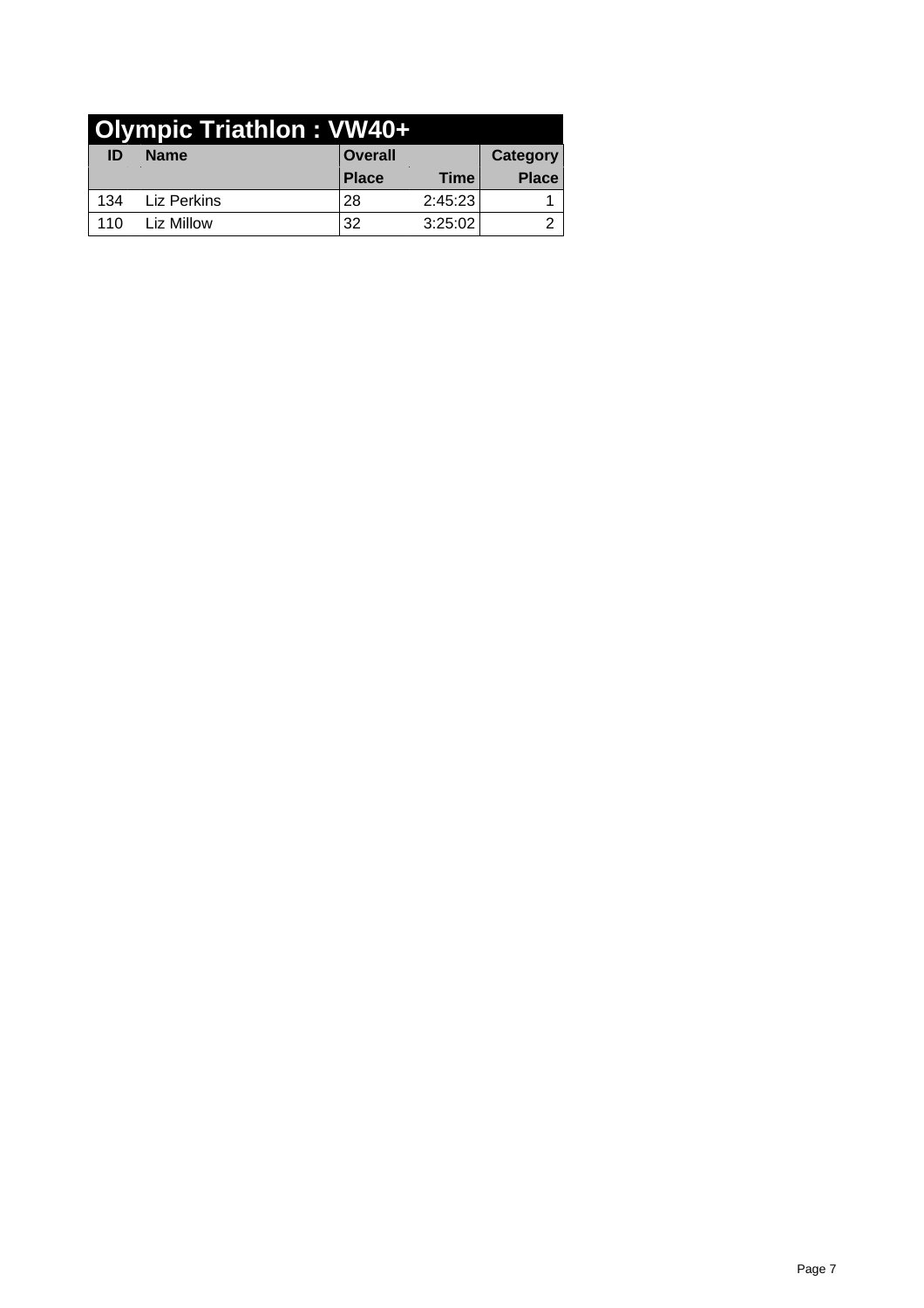## Olympic Triathlon : VW40+

| ID | Name | Overall | | Category |
|---|---|---|---|---|
| | | Place | Time | Place |
| 134 | Liz Perkins | 28 | 2:45:23 | 1 |
| 110 | Liz Millow | 32 | 3:25:02 | 2 |